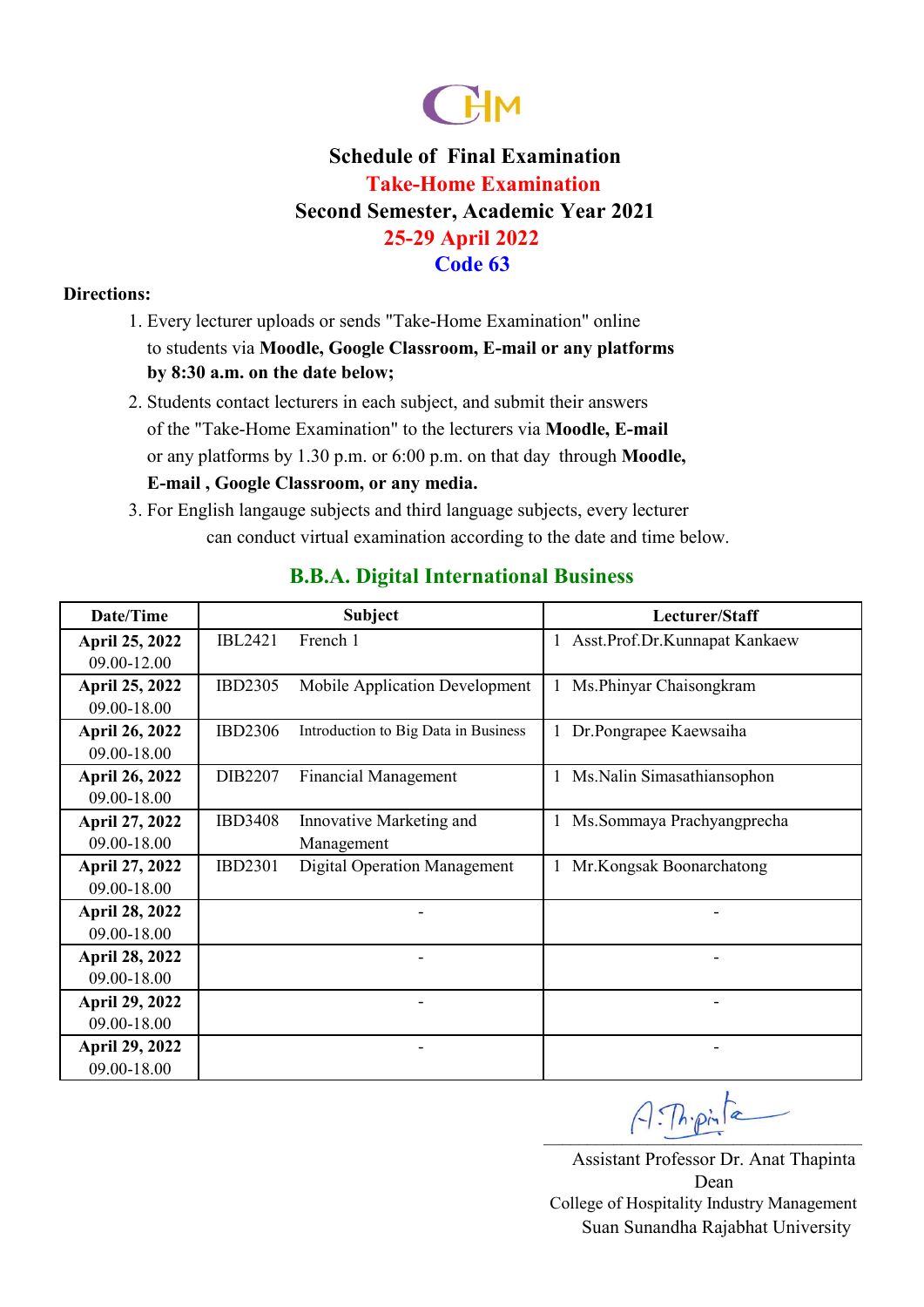# Schedule of Final Examination

## Take-Home Examination

## Second Semester, Academic Year 2021

## 25-29 April 2022

## Code 63

**Directions:**

1. Every lecturer uploads or sends "Take-Home Examination" online to students via **Moodle, Google Classroom, E-mail or any platforms by 8:30 a.m. on the date below;**
2. Students contact lecturers in each subject, and submit their answers of the "Take-Home Examination" to the lecturers via **Moodle, E-mail** or any platforms by 1.30 p.m. or 6:00 p.m. on that day through **Moodle, E-mail , Google Classroom, or any media.**
3. For English langauge subjects and third language subjects, every lecturer can conduct virtual examination according to the date and time below.

### B.B.A. Digital International Business

| Date/Time | Subject | | Lecturer/Staff |
|---|---|---|---|
| **April 25, 2022** 09.00-12.00 | IBL2421 | French 1 | 1 Asst.Prof.Dr.Kunnapat Kankaew |
| **April 25, 2022** 09.00-18.00 | IBD2305 | Mobile Application Development | 1 Ms.Phinyar Chaisongkram |
| **April 26, 2022** 09.00-18.00 | IBD2306 | Introduction to Big Data in Business | 1 Dr.Pongrapee Kaewsaiha |
| **April 26, 2022** 09.00-18.00 | DIB2207 | Financial Management | 1 Ms.Nalin Simasathiansophon |
| **April 27, 2022** 09.00-18.00 | IBD3408 | Innovative Marketing and Management | 1 Ms.Sommaya Prachyangprecha |
| **April 27, 2022** 09.00-18.00 | IBD2301 | Digital Operation Management | 1 Mr.Kongsak Boonarchatong |
| **April 28, 2022** 09.00-18.00 | - | | - |
| **April 28, 2022** 09.00-18.00 | - | | - |
| **April 29, 2022** 09.00-18.00 | - | | - |
| **April 29, 2022** 09.00-18.00 | - | | - |

Assistant Professor Dr. Anat Thapinta
Dean
College of Hospitality Industry Management
Suan Sunandha Rajabhat University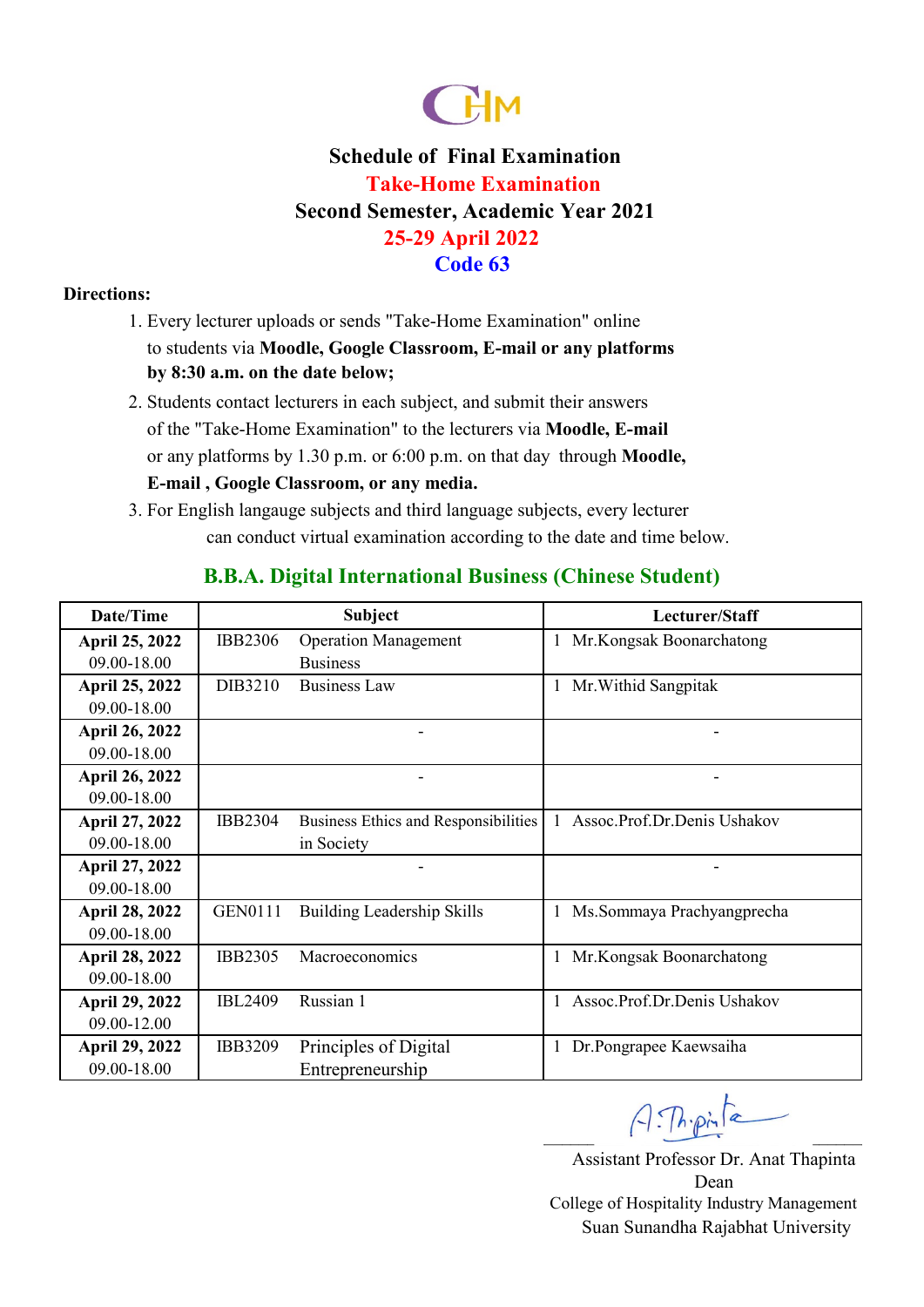# Schedule of Final Examination

## Take-Home Examination

## Second Semester, Academic Year 2021

## 25-29 April 2022

## Code 63

**Directions:**

1. Every lecturer uploads or sends "Take-Home Examination" online to students via **Moodle, Google Classroom, E-mail or any platforms by 8:30 a.m. on the date below;**
2. Students contact lecturers in each subject, and submit their answers of the "Take-Home Examination" to the lecturers via **Moodle, E-mail** or any platforms by 1.30 p.m. or 6:00 p.m. on that day through **Moodle, E-mail , Google Classroom, or any media.**
3. For English langauge subjects and third language subjects, every lecturer can conduct virtual examination according to the date and time below.

## B.B.A. Digital International Business (Chinese Student)

| Date/Time | Subject | | Lecturer/Staff |
|---|---|---|---|
| **April 25, 2022** 09.00-18.00 | IBB2306 | Operation Management Business | 1 Mr.Kongsak Boonarchatong |
| **April 25, 2022** 09.00-18.00 | DIB3210 | Business Law | 1 Mr.Withid Sangpitak |
| **April 26, 2022** 09.00-18.00 | | - | - |
| **April 26, 2022** 09.00-18.00 | | - | - |
| **April 27, 2022** 09.00-18.00 | IBB2304 | Business Ethics and Responsibilities in Society | 1 Assoc.Prof.Dr.Denis Ushakov |
| **April 27, 2022** 09.00-18.00 | | - | - |
| **April 28, 2022** 09.00-18.00 | GEN0111 | Building Leadership Skills | 1 Ms.Sommaya Prachyangprecha |
| **April 28, 2022** 09.00-18.00 | IBB2305 | Macroeconomics | 1 Mr.Kongsak Boonarchatong |
| **April 29, 2022** 09.00-12.00 | IBL2409 | Russian 1 | 1 Assoc.Prof.Dr.Denis Ushakov |
| **April 29, 2022** 09.00-18.00 | IBB3209 | Principles of Digital Entrepreneurship | 1 Dr.Pongrapee Kaewsaiha |

Assistant Professor Dr. Anat Thapinta
Dean
College of Hospitality Industry Management
Suan Sunandha Rajabhat University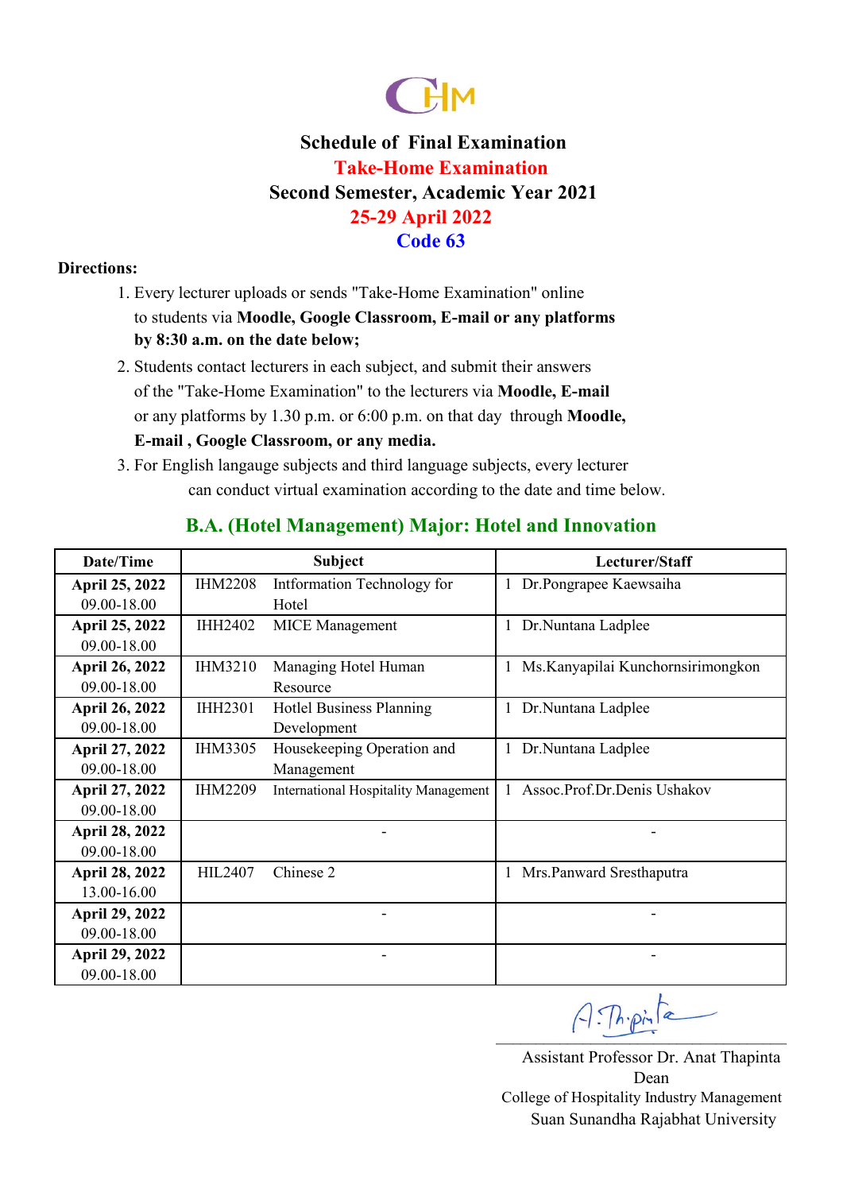CHM

# Schedule of Final Examination

## Take-Home Examination

## Second Semester, Academic Year 2021

## 25-29 April 2022

## Code 63

**Directions:**

1. Every lecturer uploads or sends "Take-Home Examination" online to students via **Moodle, Google Classroom, E-mail or any platforms by 8:30 a.m. on the date below;**
2. Students contact lecturers in each subject, and submit their answers of the "Take-Home Examination" to the lecturers via **Moodle, E-mail** or any platforms by 1.30 p.m. or 6:00 p.m. on that day through **Moodle, E-mail , Google Classroom, or any media.**
3. For English langauge subjects and third language subjects, every lecturer can conduct virtual examination according to the date and time below.

### B.A. (Hotel Management) Major: Hotel and Innovation

| Date/Time | Subject | | Lecturer/Staff | |
|---|---|---|---|---|
| **April 25, 2022** 09.00-18.00 | IHM2208 | Intformation Technology for Hotel | 1 | Dr.Pongrapee Kaewsaiha |
| **April 25, 2022** 09.00-18.00 | IHH2402 | MICE Management | 1 | Dr.Nuntana Ladplee |
| **April 26, 2022** 09.00-18.00 | IHM3210 | Managing Hotel Human Resource | 1 | Ms.Kanyapilai Kunchornsirimongkon |
| **April 26, 2022** 09.00-18.00 | IHH2301 | Hotlel Business Planning Development | 1 | Dr.Nuntana Ladplee |
| **April 27, 2022** 09.00-18.00 | IHM3305 | Housekeeping Operation and Management | 1 | Dr.Nuntana Ladplee |
| **April 27, 2022** 09.00-18.00 | IHM2209 | International Hospitality Management | 1 | Assoc.Prof.Dr.Denis Ushakov |
| **April 28, 2022** 09.00-18.00 | | - | | - |
| **April 28, 2022** 13.00-16.00 | HIL2407 | Chinese 2 | 1 | Mrs.Panward Sresthaputra |
| **April 29, 2022** 09.00-18.00 | | - | | - |
| **April 29, 2022** 09.00-18.00 | | - | | - |

Assistant Professor Dr. Anat Thapinta
Dean
College of Hospitality Industry Management
Suan Sunandha Rajabhat University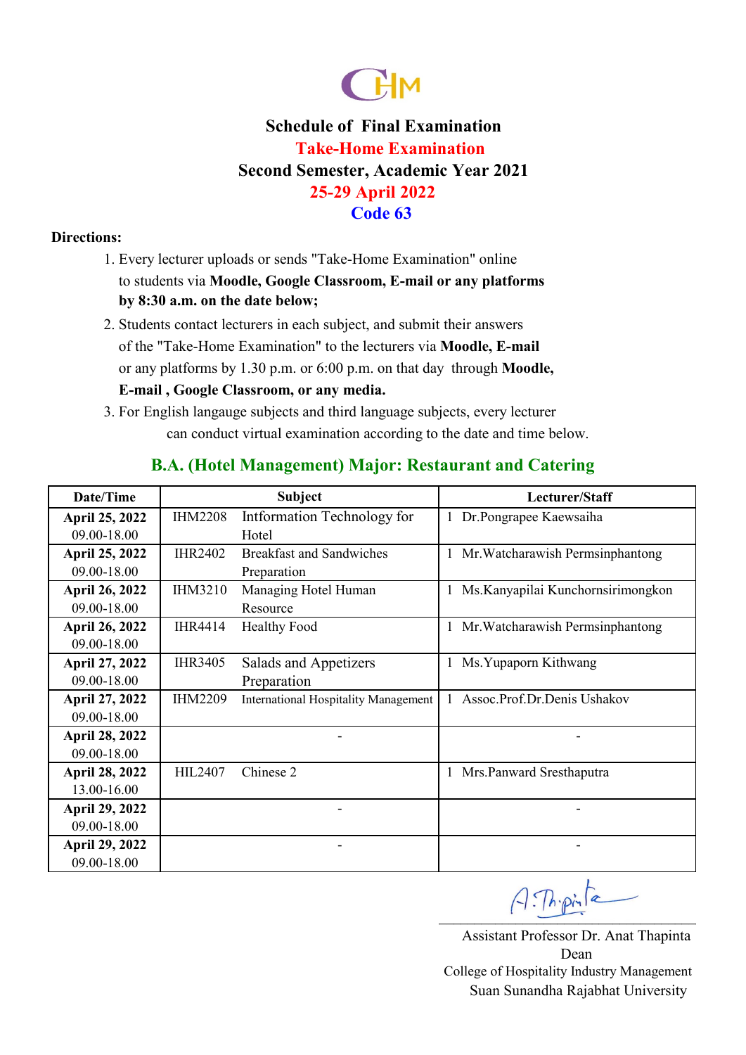# Schedule of Final Examination

## Take-Home Examination

## Second Semester, Academic Year 2021

## 25-29 April 2022

## Code 63

**Directions:**

1. Every lecturer uploads or sends "Take-Home Examination" online to students via **Moodle, Google Classroom, E-mail or any platforms by 8:30 a.m. on the date below;**
2. Students contact lecturers in each subject, and submit their answers of the "Take-Home Examination" to the lecturers via **Moodle, E-mail** or any platforms by 1.30 p.m. or 6:00 p.m. on that day through **Moodle, E-mail , Google Classroom, or any media.**
3. For English langauge subjects and third language subjects, every lecturer can conduct virtual examination according to the date and time below.

### B.A. (Hotel Management) Major: Restaurant and Catering

| Date/Time | Subject | | Lecturer/Staff |
|---|---|---|---|
| **April 25, 2022** 09.00-18.00 | IHM2208 | Intformation Technology for Hotel | 1 Dr.Pongrapee Kaewsaiha |
| **April 25, 2022** 09.00-18.00 | IHR2402 | Breakfast and Sandwiches Preparation | 1 Mr.Watcharawish Permsinphantong |
| **April 26, 2022** 09.00-18.00 | IHM3210 | Managing Hotel Human Resource | 1 Ms.Kanyapilai Kunchornsirimongkon |
| **April 26, 2022** 09.00-18.00 | IHR4414 | Healthy Food | 1 Mr.Watcharawish Permsinphantong |
| **April 27, 2022** 09.00-18.00 | IHR3405 | Salads and Appetizers Preparation | 1 Ms.Yupaporn Kithwang |
| **April 27, 2022** 09.00-18.00 | IHM2209 | International Hospitality Management | 1 Assoc.Prof.Dr.Denis Ushakov |
| **April 28, 2022** 09.00-18.00 | | - | - |
| **April 28, 2022** 13.00-16.00 | HIL2407 | Chinese 2 | 1 Mrs.Panward Sresthaputra |
| **April 29, 2022** 09.00-18.00 | | - | - |
| **April 29, 2022** 09.00-18.00 | | - | - |

Assistant Professor Dr. Anat Thapinta
Dean
College of Hospitality Industry Management
Suan Sunandha Rajabhat University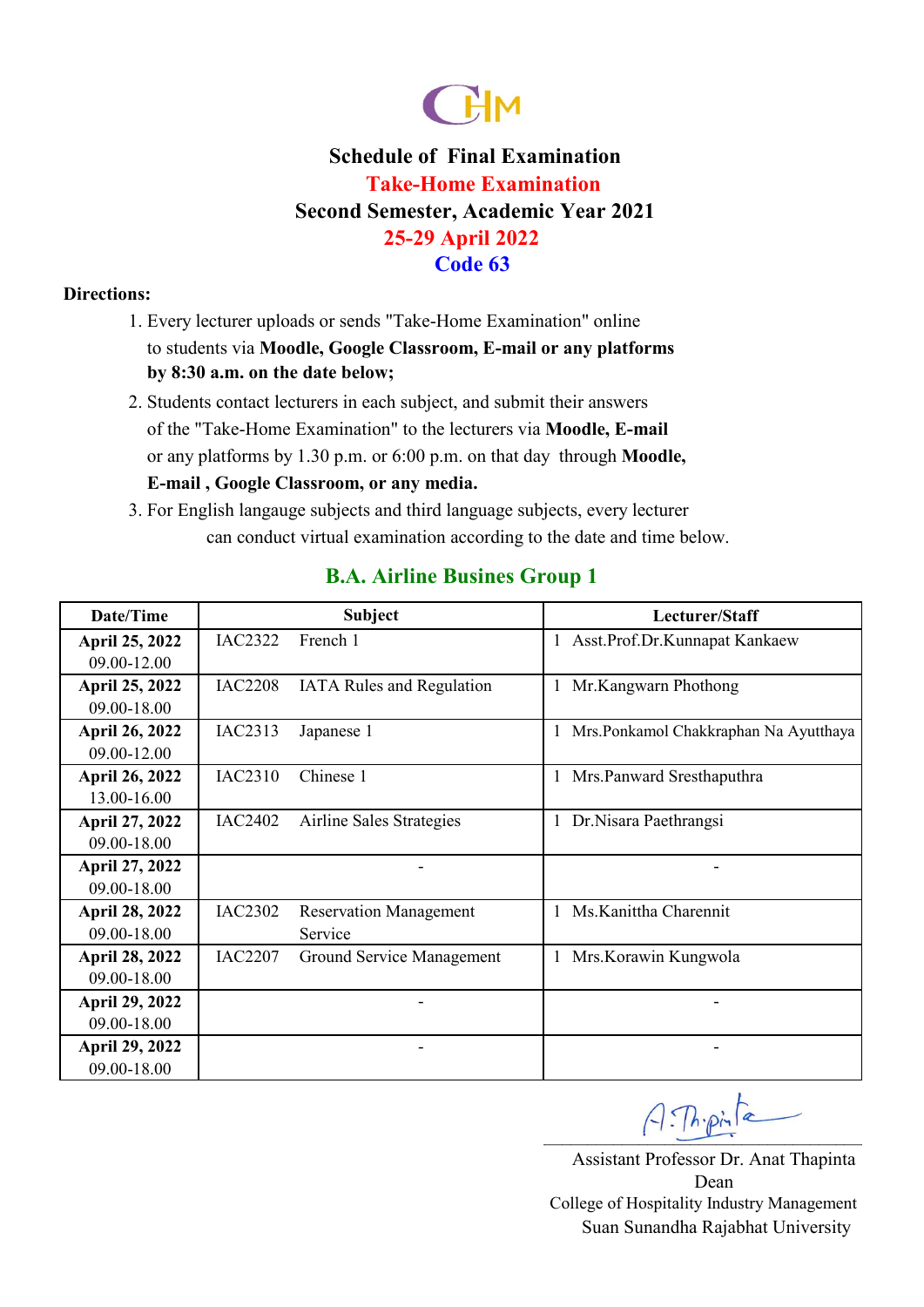# Schedule of Final Examination

## Take-Home Examination

## Second Semester, Academic Year 2021

## 25-29 April 2022

## Code 63

**Directions:**

1. Every lecturer uploads or sends "Take-Home Examination" online to students via **Moodle, Google Classroom, E-mail or any platforms by 8:30 a.m. on the date below;**
2. Students contact lecturers in each subject, and submit their answers of the "Take-Home Examination" to the lecturers via **Moodle, E-mail** or any platforms by 1.30 p.m. or 6:00 p.m. on that day through **Moodle, E-mail , Google Classroom, or any media.**
3. For English langauge subjects and third language subjects, every lecturer can conduct virtual examination according to the date and time below.

### B.A. Airline Busines Group 1

| Date/Time | Subject | | Lecturer/Staff |
|---|---|---|---|
| **April 25, 2022** 09.00-12.00 | IAC2322 | French 1 | 1 Asst.Prof.Dr.Kunnapat Kankaew |
| **April 25, 2022** 09.00-18.00 | IAC2208 | IATA Rules and Regulation | 1 Mr.Kangwarn Phothong |
| **April 26, 2022** 09.00-12.00 | IAC2313 | Japanese 1 | 1 Mrs.Ponkamol Chakkraphan Na Ayutthaya |
| **April 26, 2022** 13.00-16.00 | IAC2310 | Chinese 1 | 1 Mrs.Panward Sresthaputhra |
| **April 27, 2022** 09.00-18.00 | IAC2402 | Airline Sales Strategies | 1 Dr.Nisara Paethrangsi |
| **April 27, 2022** 09.00-18.00 | - | | - |
| **April 28, 2022** 09.00-18.00 | IAC2302 | Reservation Management Service | 1 Ms.Kanittha Charennit |
| **April 28, 2022** 09.00-18.00 | IAC2207 | Ground Service Management | 1 Mrs.Korawin Kungwola |
| **April 29, 2022** 09.00-18.00 | - | | - |
| **April 29, 2022** 09.00-18.00 | - | | - |

A. Thapinta

Assistant Professor Dr. Anat Thapinta
Dean
College of Hospitality Industry Management
Suan Sunandha Rajabhat University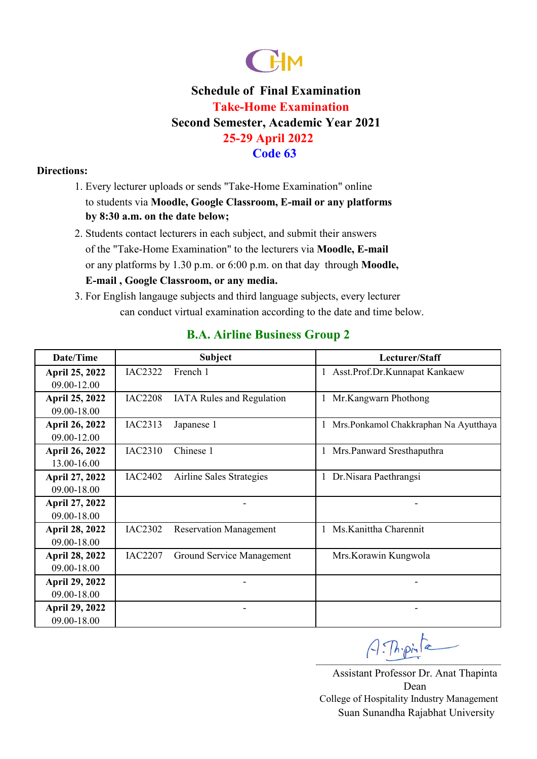CHM

# Schedule of Final Examination

## Take-Home Examination

## Second Semester, Academic Year 2021

## 25-29 April 2022

## Code 63

**Directions:**

1. Every lecturer uploads or sends "Take-Home Examination" online to students via **Moodle, Google Classroom, E-mail or any platforms by 8:30 a.m. on the date below;**
2. Students contact lecturers in each subject, and submit their answers of the "Take-Home Examination" to the lecturers via **Moodle, E-mail** or any platforms by 1.30 p.m. or 6:00 p.m. on that day through **Moodle, E-mail , Google Classroom, or any media.**
3. For English langauge subjects and third language subjects, every lecturer can conduct virtual examination according to the date and time below.

## B.A. Airline Business Group 2

| Date/Time | Subject | Lecturer/Staff |
|---|---|---|
| **April 25, 2022** 09.00-12.00 | IAC2322 French 1 | 1 Asst.Prof.Dr.Kunnapat Kankaew |
| **April 25, 2022** 09.00-18.00 | IAC2208 IATA Rules and Regulation | 1 Mr.Kangwarn Phothong |
| **April 26, 2022** 09.00-12.00 | IAC2313 Japanese 1 | 1 Mrs.Ponkamol Chakkraphan Na Ayutthaya |
| **April 26, 2022** 13.00-16.00 | IAC2310 Chinese 1 | 1 Mrs.Panward Sresthaputhra |
| **April 27, 2022** 09.00-18.00 | IAC2402 Airline Sales Strategies | 1 Dr.Nisara Paethrangsi |
| **April 27, 2022** 09.00-18.00 | - | - |
| **April 28, 2022** 09.00-18.00 | IAC2302 Reservation Management | 1 Ms.Kanittha Charennit |
| **April 28, 2022** 09.00-18.00 | IAC2207 Ground Service Management | Mrs.Korawin Kungwola |
| **April 29, 2022** 09.00-18.00 | - | - |
| **April 29, 2022** 09.00-18.00 | - | - |

A. Thapinta

Assistant Professor Dr. Anat Thapinta  
Dean  
College of Hospitality Industry Management  
Suan Sunandha Rajabhat University